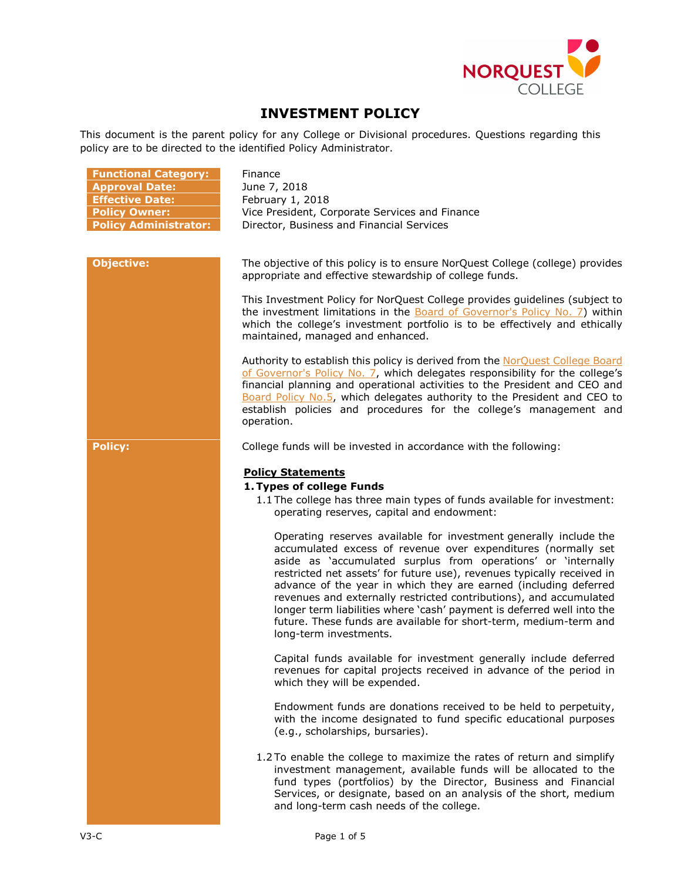# INVESTMENT POLICY

This document is the parent policy for any College or Divisional procedures. Questions regarding this policy are to be directed to the identified Policy Administrator.

| | |
|---|---|
| **Functional Category:** | Finance |
| **Approval Date:** | June 7, 2018 |
| **Effective Date:** | February 1, 2018 |
| **Policy Owner:** | Vice President, Corporate Services and Finance |
| **Policy Administrator:** | Director, Business and Financial Services |

**Objective:**

The objective of this policy is to ensure NorQuest College (college) provides appropriate and effective stewardship of college funds.

This Investment Policy for NorQuest College provides guidelines (subject to the investment limitations in the Board of Governor's Policy No. 7) within which the college's investment portfolio is to be effectively and ethically maintained, managed and enhanced.

Authority to establish this policy is derived from the NorQuest College Board of Governor's Policy No. 7, which delegates responsibility for the college's financial planning and operational activities to the President and CEO and Board Policy No.5, which delegates authority to the President and CEO to establish policies and procedures for the college's management and operation.

**Policy:**

College funds will be invested in accordance with the following:

**Policy Statements**

**1. Types of college Funds**

1.1 The college has three main types of funds available for investment: operating reserves, capital and endowment:

Operating reserves available for investment generally include the accumulated excess of revenue over expenditures (normally set aside as 'accumulated surplus from operations' or 'internally restricted net assets' for future use), revenues typically received in advance of the year in which they are earned (including deferred revenues and externally restricted contributions), and accumulated longer term liabilities where 'cash' payment is deferred well into the future. These funds are available for short-term, medium-term and long-term investments.

Capital funds available for investment generally include deferred revenues for capital projects received in advance of the period in which they will be expended.

Endowment funds are donations received to be held to perpetuity, with the income designated to fund specific educational purposes (e.g., scholarships, bursaries).

1.2 To enable the college to maximize the rates of return and simplify investment management, available funds will be allocated to the fund types (portfolios) by the Director, Business and Financial Services, or designate, based on an analysis of the short, medium and long-term cash needs of the college.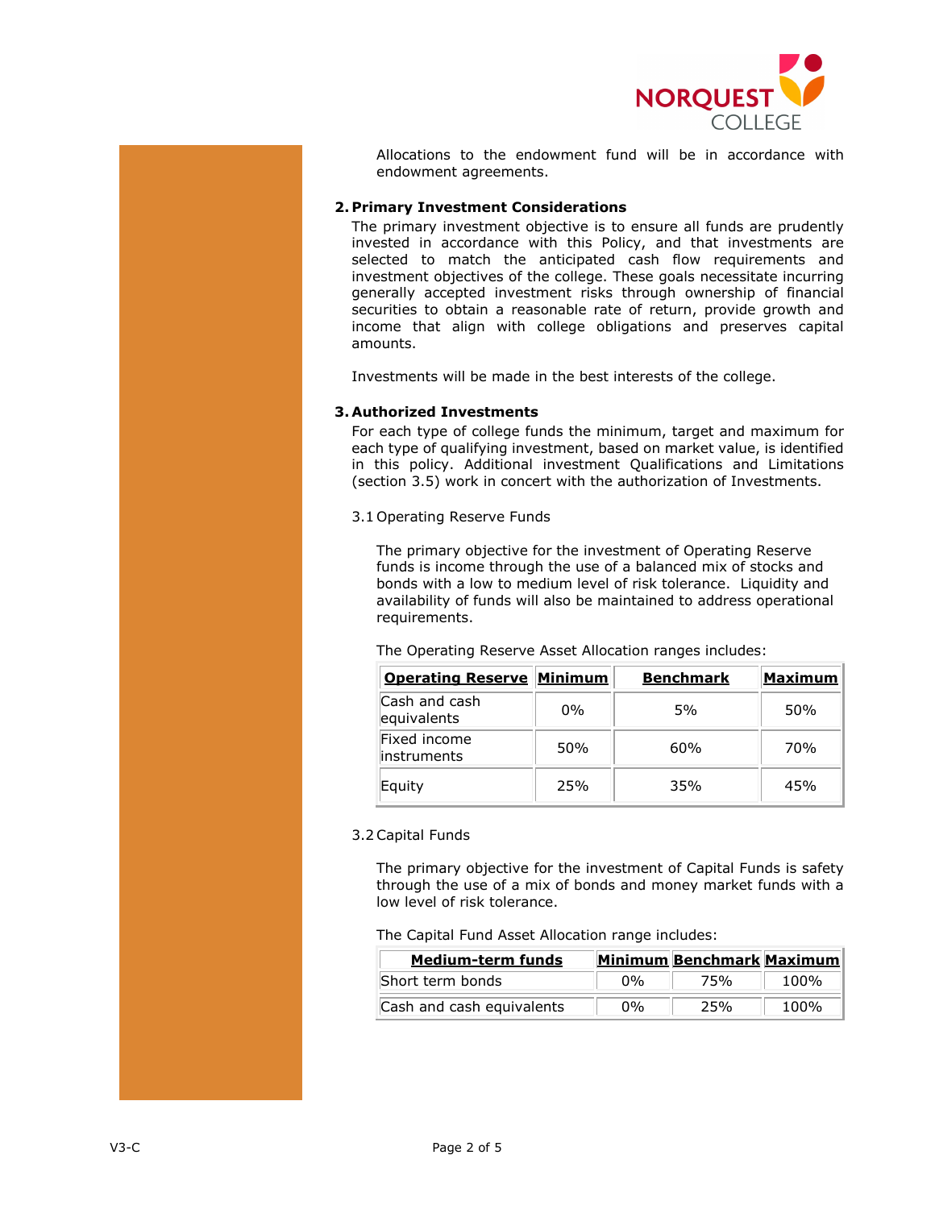Allocations to the endowment fund will be in accordance with endowment agreements.

## 2. Primary Investment Considerations

The primary investment objective is to ensure all funds are prudently invested in accordance with this Policy, and that investments are selected to match the anticipated cash flow requirements and investment objectives of the college. These goals necessitate incurring generally accepted investment risks through ownership of financial securities to obtain a reasonable rate of return, provide growth and income that align with college obligations and preserves capital amounts.

Investments will be made in the best interests of the college.

## 3. Authorized Investments

For each type of college funds the minimum, target and maximum for each type of qualifying investment, based on market value, is identified in this policy. Additional investment Qualifications and Limitations (section 3.5) work in concert with the authorization of Investments.

### 3.1 Operating Reserve Funds

The primary objective for the investment of Operating Reserve funds is income through the use of a balanced mix of stocks and bonds with a low to medium level of risk tolerance. Liquidity and availability of funds will also be maintained to address operational requirements.

The Operating Reserve Asset Allocation ranges includes:

| **Operating Reserve** | **Minimum** | **Benchmark** | **Maximum** |
|---|---|---|---|
| Cash and cash equivalents | 0% | 5% | 50% |
| Fixed income instruments | 50% | 60% | 70% |
| Equity | 25% | 35% | 45% |

### 3.2 Capital Funds

The primary objective for the investment of Capital Funds is safety through the use of a mix of bonds and money market funds with a low level of risk tolerance.

The Capital Fund Asset Allocation range includes:

| **Medium-term funds** | **Minimum** | **Benchmark** | **Maximum** |
|---|---|---|---|
| Short term bonds | 0% | 75% | 100% |
| Cash and cash equivalents | 0% | 25% | 100% |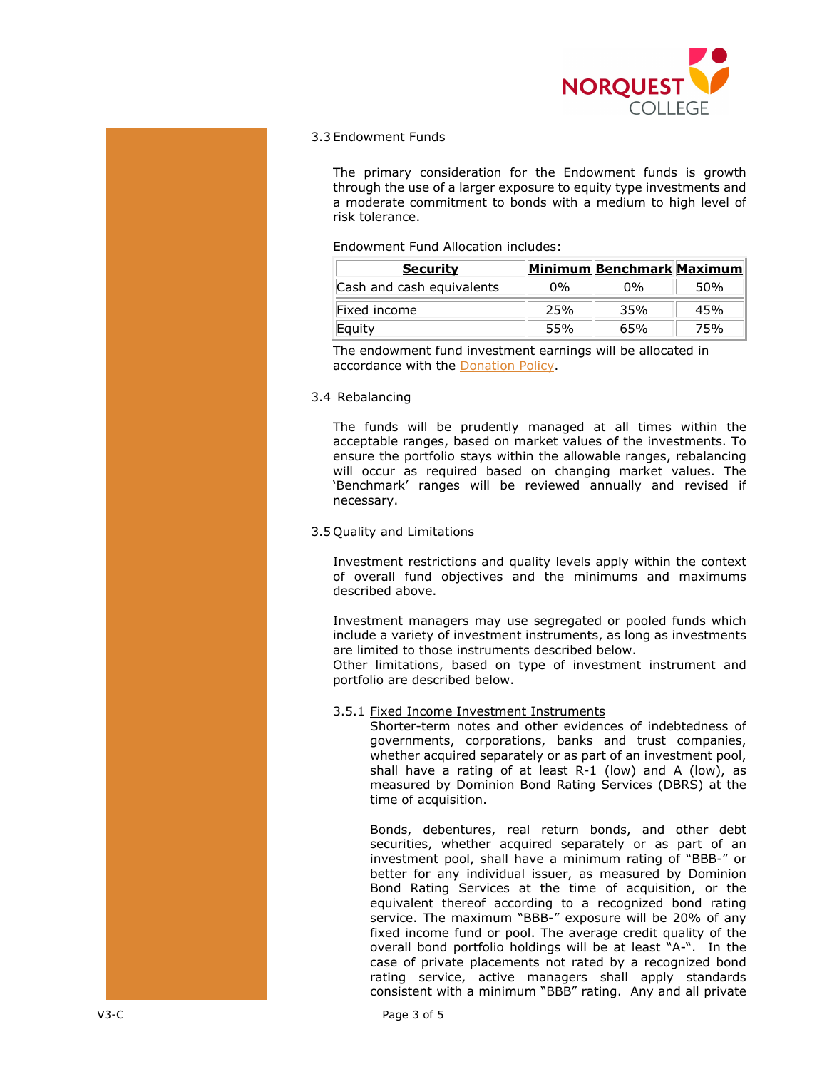### 3.3 Endowment Funds

The primary consideration for the Endowment funds is growth through the use of a larger exposure to equity type investments and a moderate commitment to bonds with a medium to high level of risk tolerance.

Endowment Fund Allocation includes:

| Security | Minimum | Benchmark | Maximum |
|---|---|---|---|
| Cash and cash equivalents | 0% | 0% | 50% |
| Fixed income | 25% | 35% | 45% |
| Equity | 55% | 65% | 75% |

The endowment fund investment earnings will be allocated in accordance with the Donation Policy.

### 3.4 Rebalancing

The funds will be prudently managed at all times within the acceptable ranges, based on market values of the investments. To ensure the portfolio stays within the allowable ranges, rebalancing will occur as required based on changing market values. The 'Benchmark' ranges will be reviewed annually and revised if necessary.

### 3.5 Quality and Limitations

Investment restrictions and quality levels apply within the context of overall fund objectives and the minimums and maximums described above.

Investment managers may use segregated or pooled funds which include a variety of investment instruments, as long as investments are limited to those instruments described below.
Other limitations, based on type of investment instrument and portfolio are described below.

#### 3.5.1 Fixed Income Investment Instruments

Shorter-term notes and other evidences of indebtedness of governments, corporations, banks and trust companies, whether acquired separately or as part of an investment pool, shall have a rating of at least R-1 (low) and A (low), as measured by Dominion Bond Rating Services (DBRS) at the time of acquisition.

Bonds, debentures, real return bonds, and other debt securities, whether acquired separately or as part of an investment pool, shall have a minimum rating of "BBB-" or better for any individual issuer, as measured by Dominion Bond Rating Services at the time of acquisition, or the equivalent thereof according to a recognized bond rating service. The maximum "BBB-" exposure will be 20% of any fixed income fund or pool. The average credit quality of the overall bond portfolio holdings will be at least "A-". In the case of private placements not rated by a recognized bond rating service, active managers shall apply standards consistent with a minimum "BBB" rating. Any and all private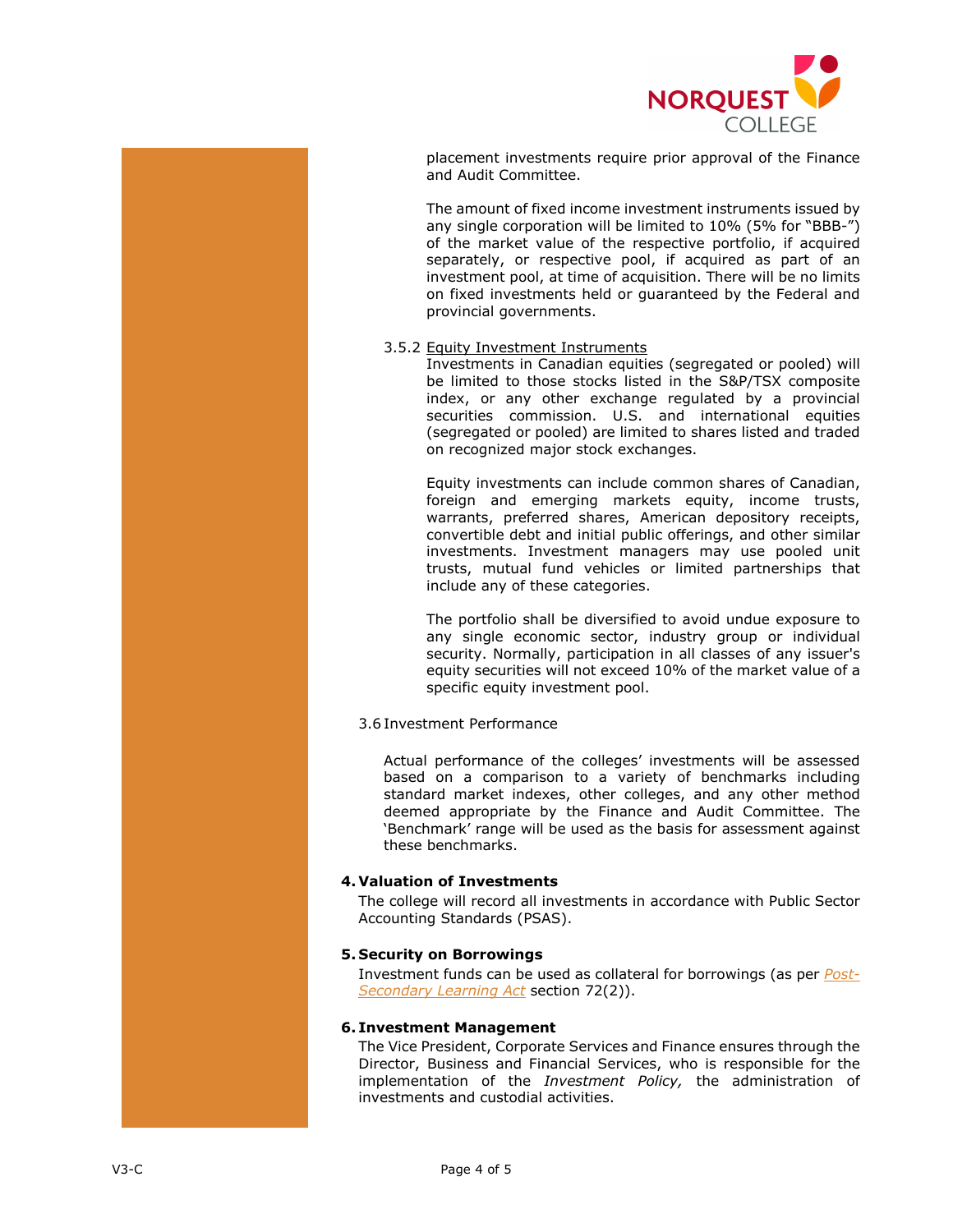placement investments require prior approval of the Finance and Audit Committee.

The amount of fixed income investment instruments issued by any single corporation will be limited to 10% (5% for "BBB-") of the market value of the respective portfolio, if acquired separately, or respective pool, if acquired as part of an investment pool, at time of acquisition. There will be no limits on fixed investments held or guaranteed by the Federal and provincial governments.

3.5.2 Equity Investment Instruments

Investments in Canadian equities (segregated or pooled) will be limited to those stocks listed in the S&P/TSX composite index, or any other exchange regulated by a provincial securities commission. U.S. and international equities (segregated or pooled) are limited to shares listed and traded on recognized major stock exchanges.

Equity investments can include common shares of Canadian, foreign and emerging markets equity, income trusts, warrants, preferred shares, American depository receipts, convertible debt and initial public offerings, and other similar investments. Investment managers may use pooled unit trusts, mutual fund vehicles or limited partnerships that include any of these categories.

The portfolio shall be diversified to avoid undue exposure to any single economic sector, industry group or individual security. Normally, participation in all classes of any issuer's equity securities will not exceed 10% of the market value of a specific equity investment pool.

3.6 Investment Performance

Actual performance of the colleges' investments will be assessed based on a comparison to a variety of benchmarks including standard market indexes, other colleges, and any other method deemed appropriate by the Finance and Audit Committee. The 'Benchmark' range will be used as the basis for assessment against these benchmarks.

## 4. Valuation of Investments

The college will record all investments in accordance with Public Sector Accounting Standards (PSAS).

## 5. Security on Borrowings

Investment funds can be used as collateral for borrowings (as per *Post-Secondary Learning Act* section 72(2)).

## 6. Investment Management

The Vice President, Corporate Services and Finance ensures through the Director, Business and Financial Services, who is responsible for the implementation of the *Investment Policy,* the administration of investments and custodial activities.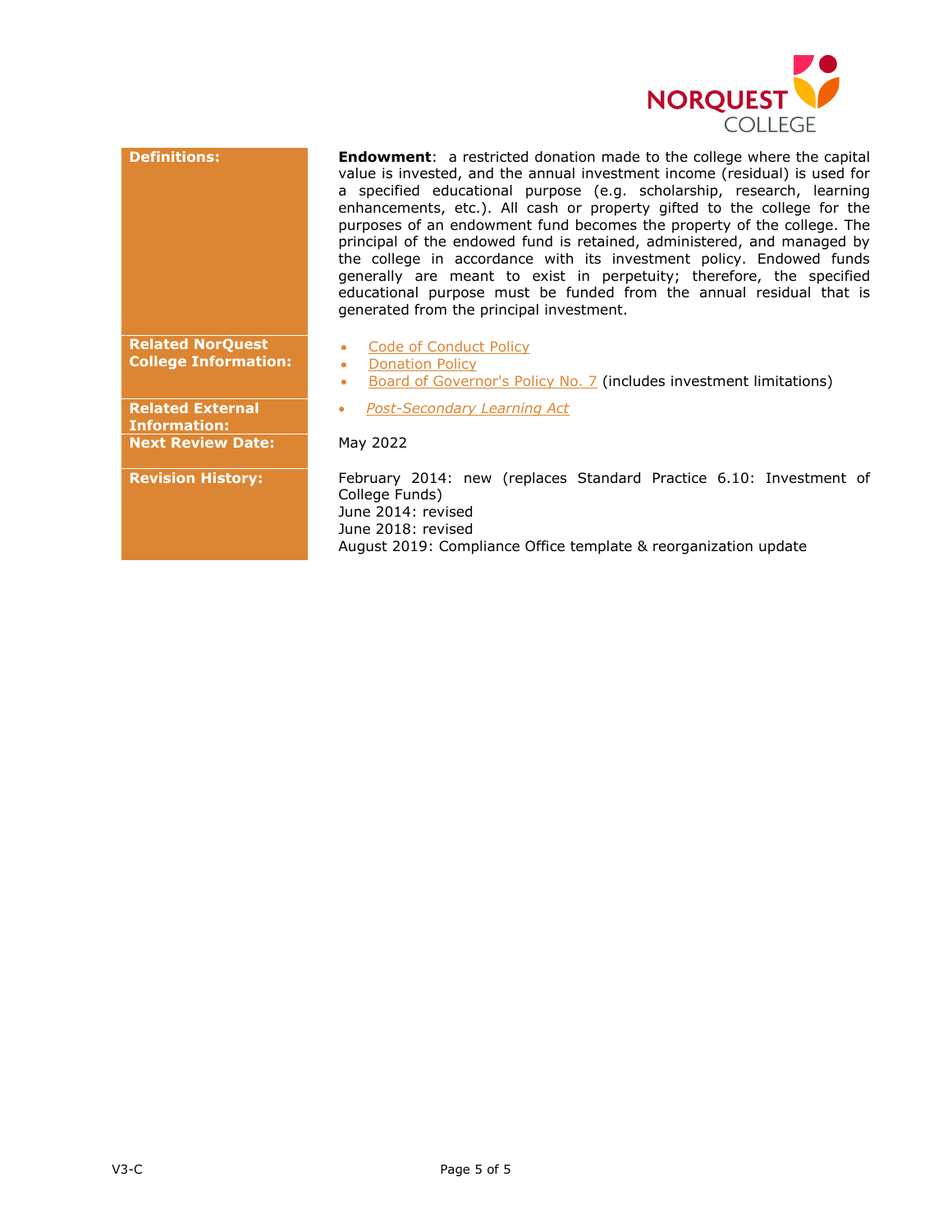| | |
|---|---|
| **Definitions:** | **Endowment**: a restricted donation made to the college where the capital value is invested, and the annual investment income (residual) is used for a specified educational purpose (e.g. scholarship, research, learning enhancements, etc.). All cash or property gifted to the college for the purposes of an endowment fund becomes the property of the college. The principal of the endowed fund is retained, administered, and managed by the college in accordance with its investment policy. Endowed funds generally are meant to exist in perpetuity; therefore, the specified educational purpose must be funded from the annual residual that is generated from the principal investment. |
| **Related NorQuest College Information:** | • Code of Conduct Policy<br>• Donation Policy<br>• Board of Governor's Policy No. 7 (includes investment limitations) |
| **Related External Information:** | • *Post-Secondary Learning Act* |
| **Next Review Date:** | May 2022 |
| **Revision History:** | February 2014: new (replaces Standard Practice 6.10: Investment of College Funds)<br>June 2014: revised<br>June 2018: revised<br>August 2019: Compliance Office template & reorganization update |

V3-C